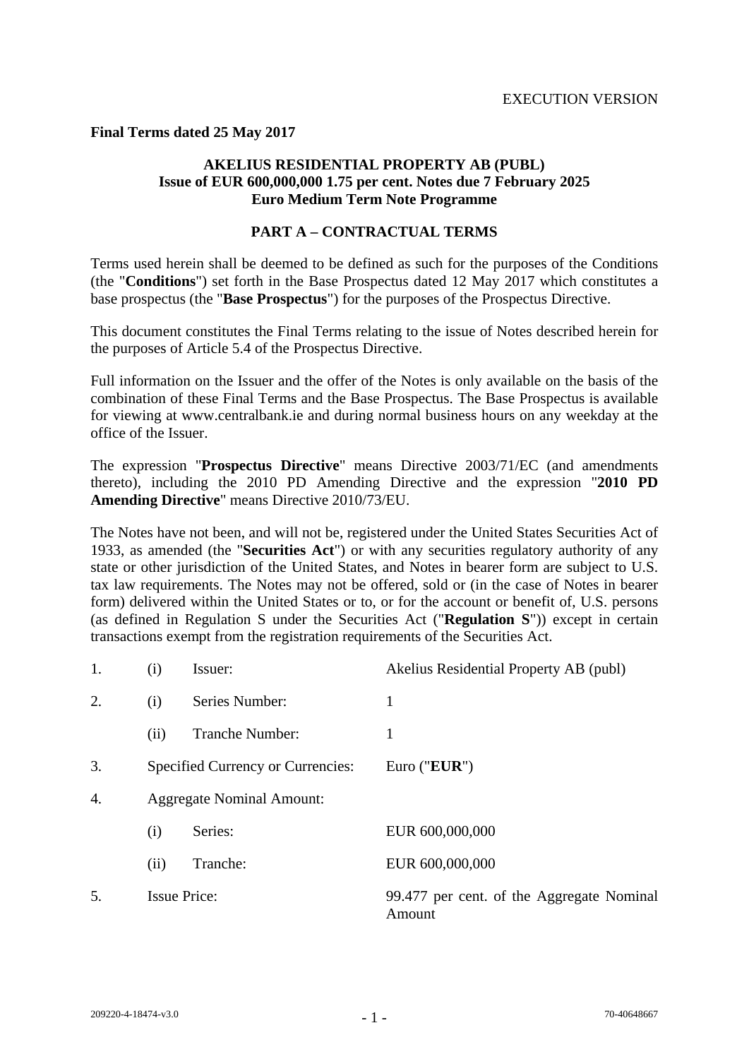EXECUTION VERSION

**Final Terms dated 25 May 2017**

**AKELIUS RESIDENTIAL PROPERTY AB (PUBL)**
**Issue of EUR 600,000,000 1.75 per cent. Notes due 7 February 2025**
**Euro Medium Term Note Programme**

**PART A – CONTRACTUAL TERMS**

Terms used herein shall be deemed to be defined as such for the purposes of the Conditions (the "**Conditions**") set forth in the Base Prospectus dated 12 May 2017 which constitutes a base prospectus (the "**Base Prospectus**") for the purposes of the Prospectus Directive.

This document constitutes the Final Terms relating to the issue of Notes described herein for the purposes of Article 5.4 of the Prospectus Directive.

Full information on the Issuer and the offer of the Notes is only available on the basis of the combination of these Final Terms and the Base Prospectus. The Base Prospectus is available for viewing at www.centralbank.ie and during normal business hours on any weekday at the office of the Issuer.

The expression "**Prospectus Directive**" means Directive 2003/71/EC (and amendments thereto), including the 2010 PD Amending Directive and the expression "**2010 PD Amending Directive**" means Directive 2010/73/EU.

The Notes have not been, and will not be, registered under the United States Securities Act of 1933, as amended (the "**Securities Act**") or with any securities regulatory authority of any state or other jurisdiction of the United States, and Notes in bearer form are subject to U.S. tax law requirements. The Notes may not be offered, sold or (in the case of Notes in bearer form) delivered within the United States or to, or for the account or benefit of, U.S. persons (as defined in Regulation S under the Securities Act ("**Regulation S**")) except in certain transactions exempt from the registration requirements of the Securities Act.

| | | | |
|---|---|---|---|
| 1. | (i) | Issuer: | Akelius Residential Property AB (publ) |
| 2. | (i) | Series Number: | 1 |
| | (ii) | Tranche Number: | 1 |
| 3. | Specified Currency or Currencies: | | Euro ("**EUR**") |
| 4. | Aggregate Nominal Amount: | | |
| | (i) | Series: | EUR 600,000,000 |
| | (ii) | Tranche: | EUR 600,000,000 |
| 5. | Issue Price: | | 99.477 per cent. of the Aggregate Nominal Amount |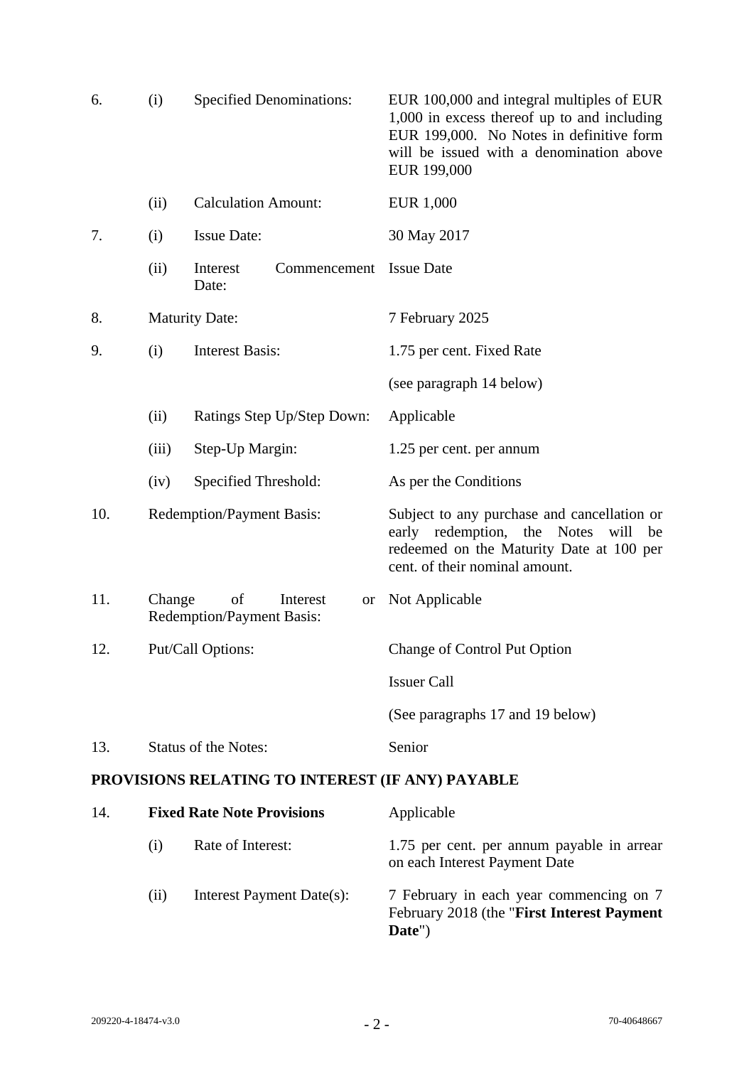| | | | |
|---|---|---|---|
| 6. | (i) | Specified Denominations: | EUR 100,000 and integral multiples of EUR 1,000 in excess thereof up to and including EUR 199,000. No Notes in definitive form will be issued with a denomination above EUR 199,000 |
| | (ii) | Calculation Amount: | EUR 1,000 |
| 7. | (i) | Issue Date: | 30 May 2017 |
| | (ii) | Interest Commencement Date: | Issue Date |
| 8. | Maturity Date: | | 7 February 2025 |
| 9. | (i) | Interest Basis: | 1.75 per cent. Fixed Rate<br><br>(see paragraph 14 below) |
| | (ii) | Ratings Step Up/Step Down: | Applicable |
| | (iii) | Step-Up Margin: | 1.25 per cent. per annum |
| | (iv) | Specified Threshold: | As per the Conditions |
| 10. | Redemption/Payment Basis: | | Subject to any purchase and cancellation or early redemption, the Notes will be redeemed on the Maturity Date at 100 per cent. of their nominal amount. |
| 11. | Change of Interest or Redemption/Payment Basis: | | Not Applicable |
| 12. | Put/Call Options: | | Change of Control Put Option<br><br>Issuer Call<br><br>(See paragraphs 17 and 19 below) |
| 13. | Status of the Notes: | | Senior |

## PROVISIONS RELATING TO INTEREST (IF ANY) PAYABLE

| | | | |
|---|---|---|---|
| 14. | **Fixed Rate Note Provisions** | | Applicable |
| | (i) | Rate of Interest: | 1.75 per cent. per annum payable in arrear on each Interest Payment Date |
| | (ii) | Interest Payment Date(s): | 7 February in each year commencing on 7 February 2018 (the "**First Interest Payment Date**") |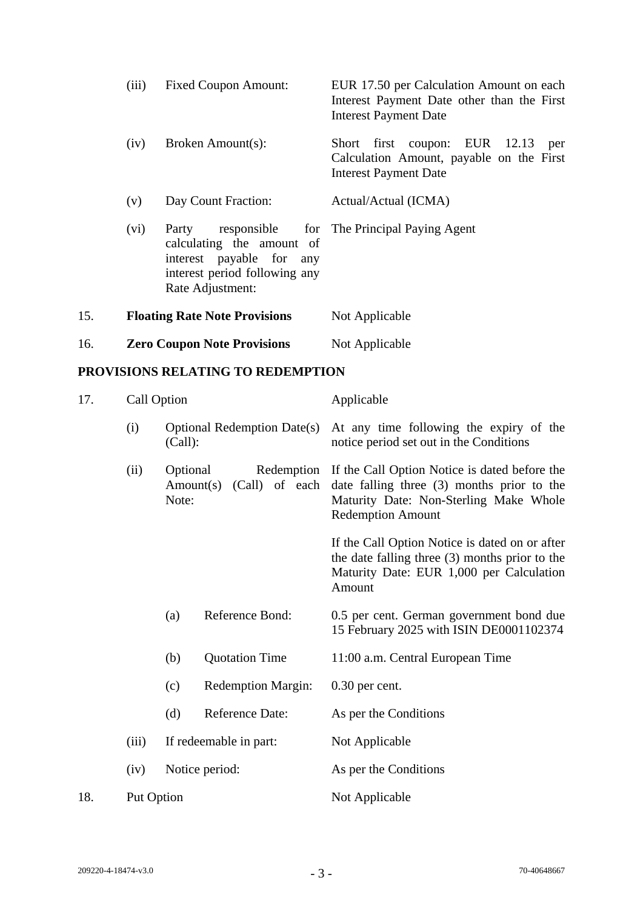| | | |
|---|---|---|
| (iii) | Fixed Coupon Amount: | EUR 17.50 per Calculation Amount on each Interest Payment Date other than the First Interest Payment Date |
| (iv) | Broken Amount(s): | Short first coupon: EUR 12.13 per Calculation Amount, payable on the First Interest Payment Date |
| (v) | Day Count Fraction: | Actual/Actual (ICMA) |
| (vi) | Party responsible for calculating the amount of interest payable for any interest period following any Rate Adjustment: | The Principal Paying Agent |

| | | |
|---|---|---|
| 15. | **Floating Rate Note Provisions** | Not Applicable |
| 16. | **Zero Coupon Note Provisions** | Not Applicable |

**PROVISIONS RELATING TO REDEMPTION**

| | | | |
|---|---|---|---|
| 17. | Call Option | | Applicable |
| | (i) | Optional Redemption Date(s) (Call): | At any time following the expiry of the notice period set out in the Conditions |
| | (ii) | Optional Redemption Amount(s) (Call) of each Note: | If the Call Option Notice is dated before the date falling three (3) months prior to the Maturity Date: Non-Sterling Make Whole Redemption Amount<br><br>If the Call Option Notice is dated on or after the date falling three (3) months prior to the Maturity Date: EUR 1,000 per Calculation Amount |
| | | (a) Reference Bond: | 0.5 per cent. German government bond due 15 February 2025 with ISIN DE0001102374 |
| | | (b) Quotation Time | 11:00 a.m. Central European Time |
| | | (c) Redemption Margin: | 0.30 per cent. |
| | | (d) Reference Date: | As per the Conditions |
| | (iii) | If redeemable in part: | Not Applicable |
| | (iv) | Notice period: | As per the Conditions |
| 18. | Put Option | | Not Applicable |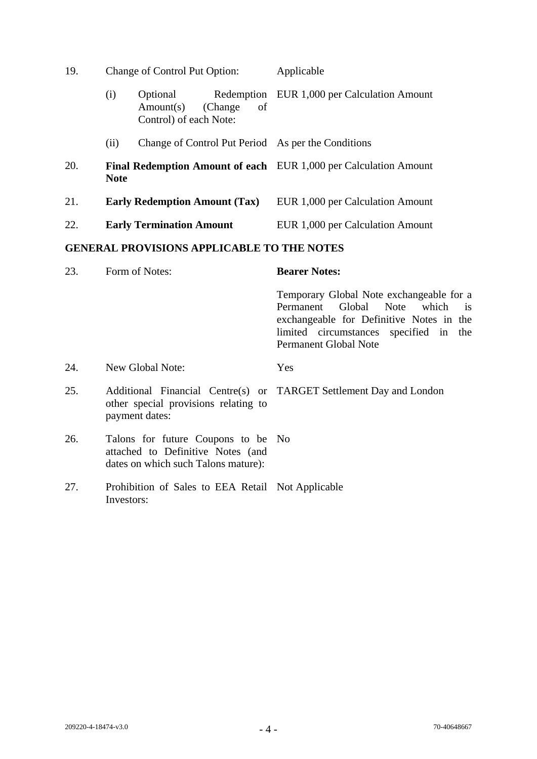| | | |
|---|---|---|
| 19. | Change of Control Put Option: | Applicable |
| | (i) Optional Redemption Amount(s) (Change of Control) of each Note: | EUR 1,000 per Calculation Amount |
| | (ii) Change of Control Put Period | As per the Conditions |
| 20. | **Final Redemption Amount of each Note** | EUR 1,000 per Calculation Amount |
| 21. | **Early Redemption Amount (Tax)** | EUR 1,000 per Calculation Amount |
| 22. | **Early Termination Amount** | EUR 1,000 per Calculation Amount |

## GENERAL PROVISIONS APPLICABLE TO THE NOTES

| | | |
|---|---|---|
| 23. | Form of Notes: | **Bearer Notes:**<br><br>Temporary Global Note exchangeable for a Permanent Global Note which is exchangeable for Definitive Notes in the limited circumstances specified in the Permanent Global Note |
| 24. | New Global Note: | Yes |
| 25. | Additional Financial Centre(s) or other special provisions relating to payment dates: | TARGET Settlement Day and London |
| 26. | Talons for future Coupons to be attached to Definitive Notes (and dates on which such Talons mature): | No |
| 27. | Prohibition of Sales to EEA Retail Investors: | Not Applicable |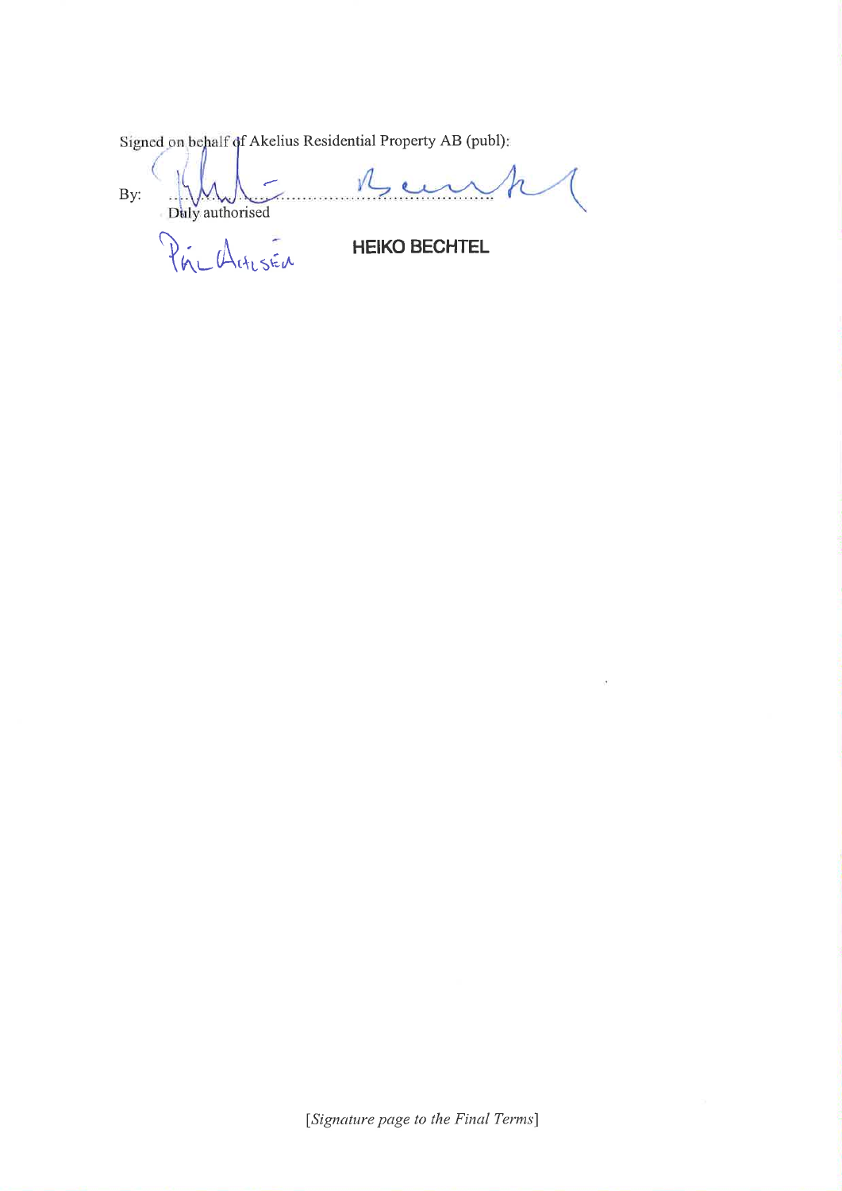Signed on behalf of Akelius Residential Property AB (publ):

By: ..................................................................

Duly authorised

PÅL AHLSÉN HEIKO BECHTEL

*[Signature page to the Final Terms]*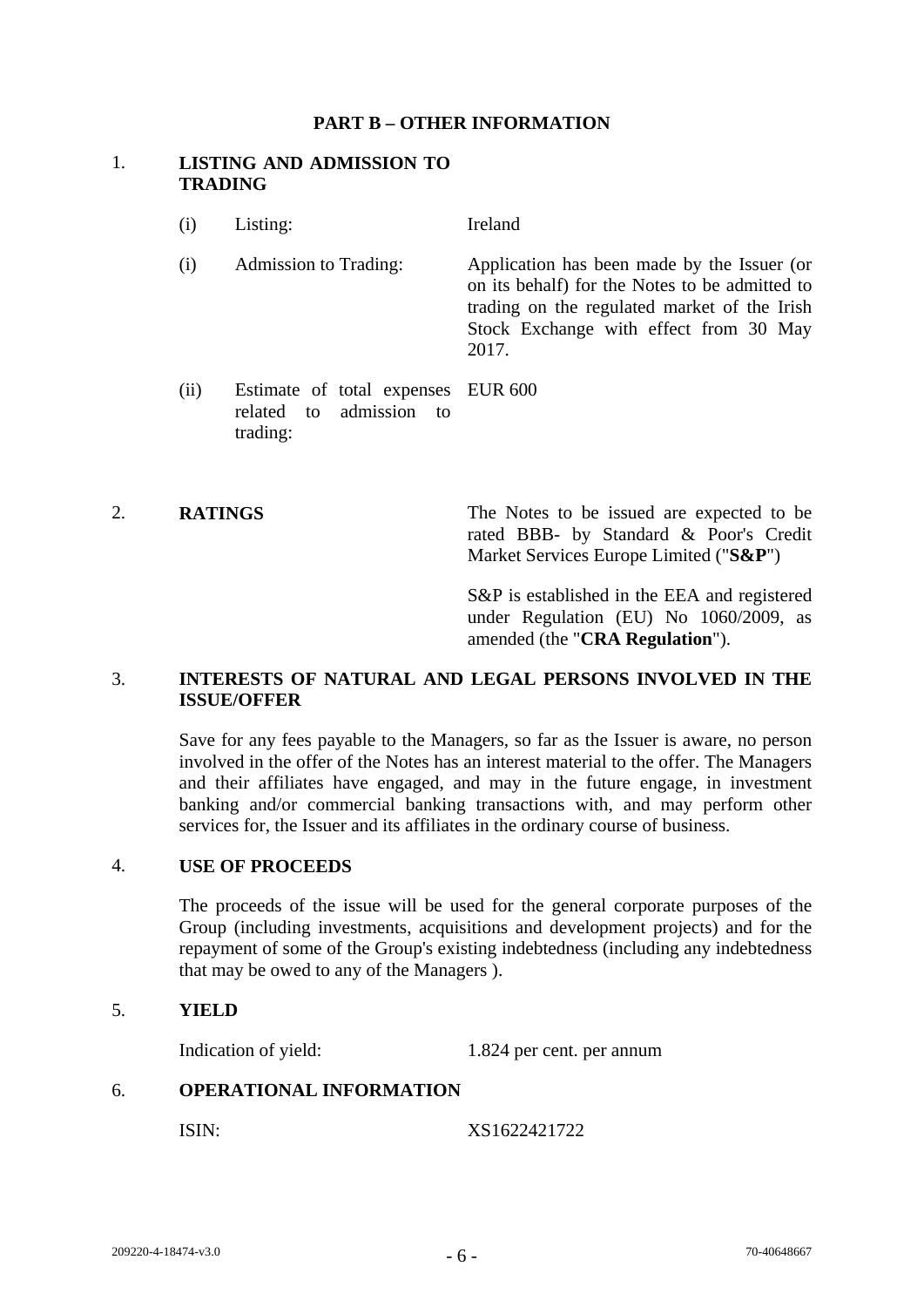## PART B – OTHER INFORMATION

### 1. LISTING AND ADMISSION TO TRADING

| | | |
|---|---|---|
| (i) | Listing: | Ireland |
| (i) | Admission to Trading: | Application has been made by the Issuer (or on its behalf) for the Notes to be admitted to trading on the regulated market of the Irish Stock Exchange with effect from 30 May 2017. |
| (ii) | Estimate of total expenses related to admission to trading: | EUR 600 |

### 2. RATINGS

The Notes to be issued are expected to be rated BBB- by Standard & Poor's Credit Market Services Europe Limited ("**S&P**")

S&P is established in the EEA and registered under Regulation (EU) No 1060/2009, as amended (the "**CRA Regulation**").

### 3. INTERESTS OF NATURAL AND LEGAL PERSONS INVOLVED IN THE ISSUE/OFFER

Save for any fees payable to the Managers, so far as the Issuer is aware, no person involved in the offer of the Notes has an interest material to the offer. The Managers and their affiliates have engaged, and may in the future engage, in investment banking and/or commercial banking transactions with, and may perform other services for, the Issuer and its affiliates in the ordinary course of business.

### 4. USE OF PROCEEDS

The proceeds of the issue will be used for the general corporate purposes of the Group (including investments, acquisitions and development projects) and for the repayment of some of the Group's existing indebtedness (including any indebtedness that may be owed to any of the Managers ).

### 5. YIELD

Indication of yield: 1.824 per cent. per annum

### 6. OPERATIONAL INFORMATION

ISIN: XS1622421722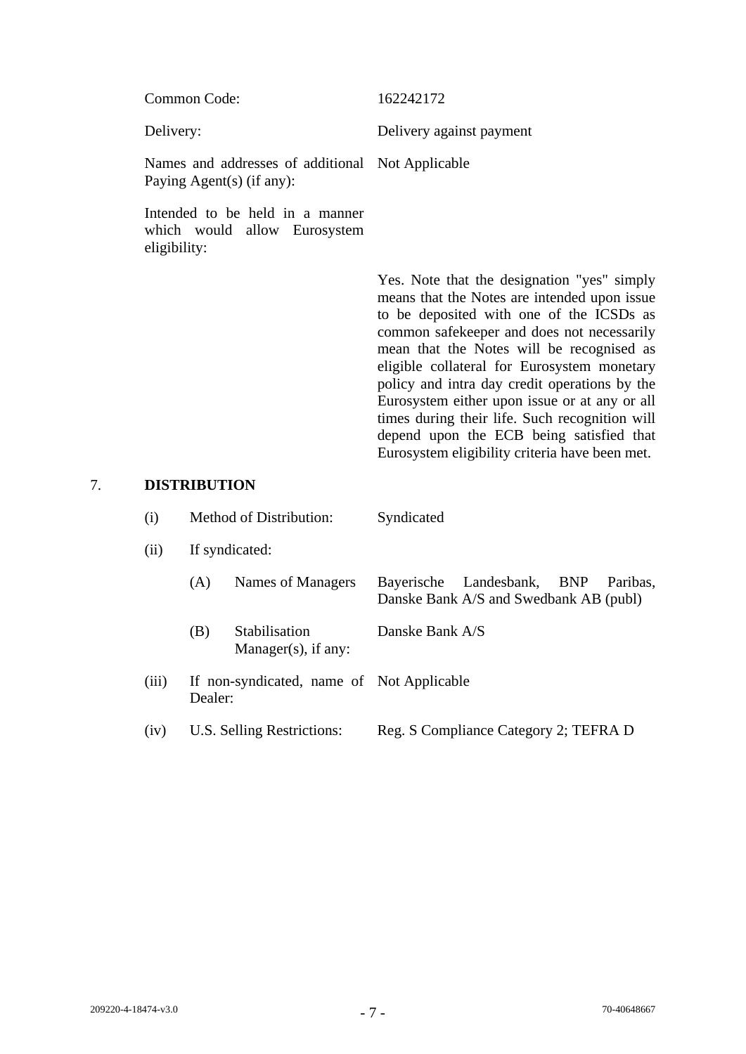| | |
|---|---|
| Common Code: | 162242172 |
| Delivery: | Delivery against payment |
| Names and addresses of additional Paying Agent(s) (if any): | Not Applicable |
| Intended to be held in a manner which would allow Eurosystem eligibility: | Yes. Note that the designation "yes" simply means that the Notes are intended upon issue to be deposited with one of the ICSDs as common safekeeper and does not necessarily mean that the Notes will be recognised as eligible collateral for Eurosystem monetary policy and intra day credit operations by the Eurosystem either upon issue or at any or all times during their life. Such recognition will depend upon the ECB being satisfied that Eurosystem eligibility criteria have been met. |

## 7. DISTRIBUTION

| | | |
|---|---|---|
| (i) | Method of Distribution: | Syndicated |
| (ii) | If syndicated: | |
| | (A) Names of Managers | Bayerische Landesbank, BNP Paribas, Danske Bank A/S and Swedbank AB (publ) |
| | (B) Stabilisation Manager(s), if any: | Danske Bank A/S |
| (iii) | If non-syndicated, name of Dealer: | Not Applicable |
| (iv) | U.S. Selling Restrictions: | Reg. S Compliance Category 2; TEFRA D |